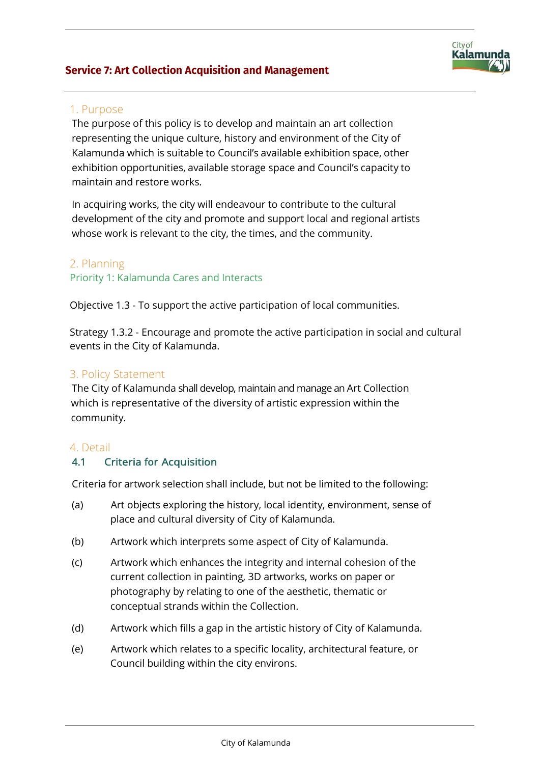# Service 7: Art Collection Acquisition and Management

## 1. Purpose

The purpose of this policy is to develop and maintain an art collection representing the unique culture, history and environment of the City of Kalamunda which is suitable to Council's available exhibition space, other exhibition opportunities, available storage space and Council's capacity to maintain and restore works.

In acquiring works, the city will endeavour to contribute to the cultural development of the city and promote and support local and regional artists whose work is relevant to the city, the times, and the community.

## 2. Planning

### Priority 1: Kalamunda Cares and Interacts

Objective 1.3 - To support the active participation of local communities.

Strategy 1.3.2 - Encourage and promote the active participation in social and cultural events in the City of Kalamunda.

## 3. Policy Statement

The City of Kalamunda shall develop, maintain and manage an Art Collection which is representative of the diversity of artistic expression within the community.

## 4. Detail

### 4.1 Criteria for Acquisition

Criteria for artwork selection shall include, but not be limited to the following:

(a) Art objects exploring the history, local identity, environment, sense of place and cultural diversity of City of Kalamunda.

(b) Artwork which interprets some aspect of City of Kalamunda.

(c) Artwork which enhances the integrity and internal cohesion of the current collection in painting, 3D artworks, works on paper or photography by relating to one of the aesthetic, thematic or conceptual strands within the Collection.

(d) Artwork which fills a gap in the artistic history of City of Kalamunda.

(e) Artwork which relates to a specific locality, architectural feature, or Council building within the city environs.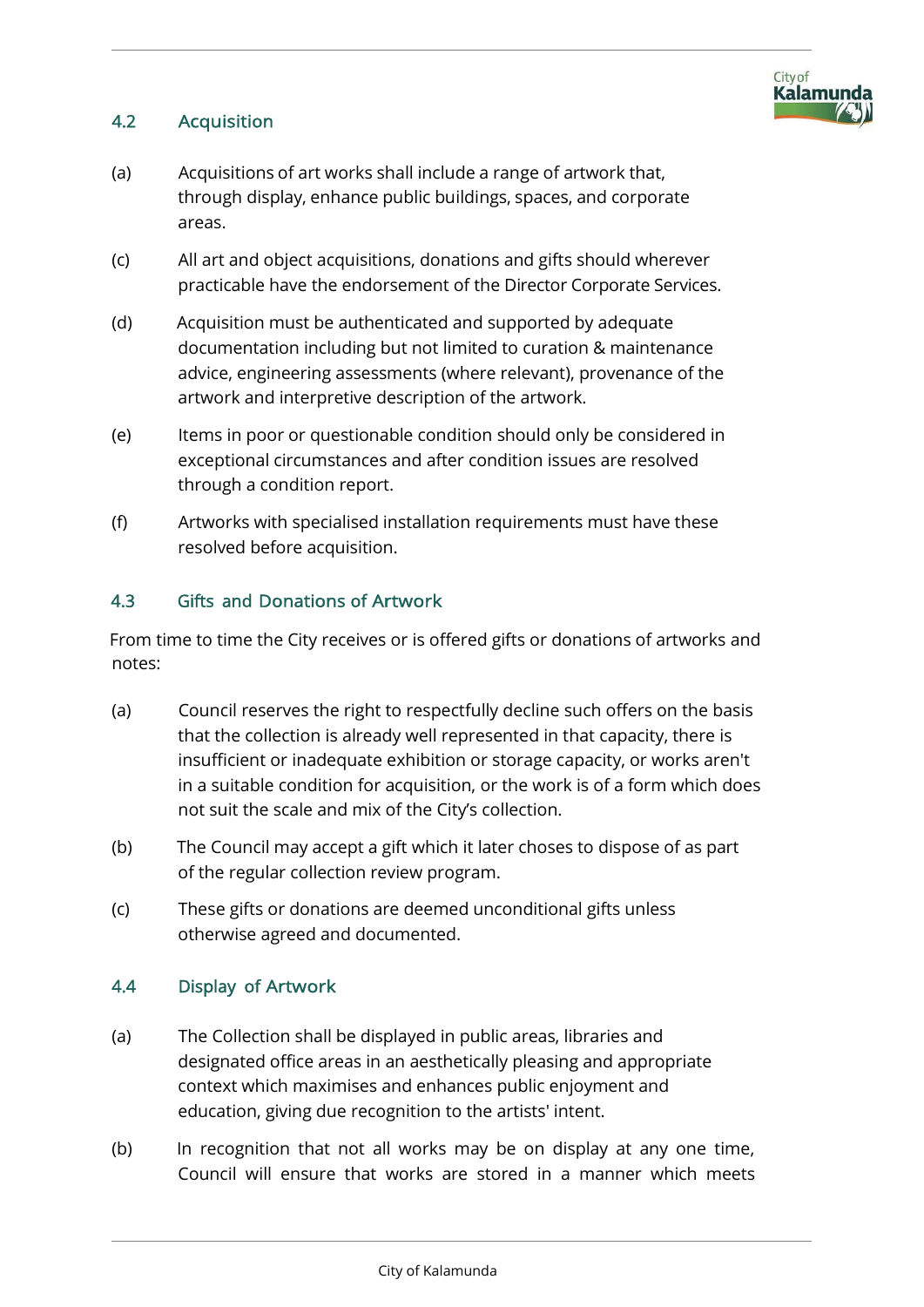### 4.2 Acquisition

(a) Acquisitions of art works shall include a range of artwork that, through display, enhance public buildings, spaces, and corporate areas.

(c) All art and object acquisitions, donations and gifts should wherever practicable have the endorsement of the Director Corporate Services.

(d) Acquisition must be authenticated and supported by adequate documentation including but not limited to curation & maintenance advice, engineering assessments (where relevant), provenance of the artwork and interpretive description of the artwork.

(e) Items in poor or questionable condition should only be considered in exceptional circumstances and after condition issues are resolved through a condition report.

(f) Artworks with specialised installation requirements must have these resolved before acquisition.

### 4.3 Gifts and Donations of Artwork

From time to time the City receives or is offered gifts or donations of artworks and notes:

(a) Council reserves the right to respectfully decline such offers on the basis that the collection is already well represented in that capacity, there is insufficient or inadequate exhibition or storage capacity, or works aren't in a suitable condition for acquisition, or the work is of a form which does not suit the scale and mix of the City's collection.

(b) The Council may accept a gift which it later choses to dispose of as part of the regular collection review program.

(c) These gifts or donations are deemed unconditional gifts unless otherwise agreed and documented.

### 4.4 Display of Artwork

(a) The Collection shall be displayed in public areas, libraries and designated office areas in an aesthetically pleasing and appropriate context which maximises and enhances public enjoyment and education, giving due recognition to the artists' intent.

(b) In recognition that not all works may be on display at any one time, Council will ensure that works are stored in a manner which meets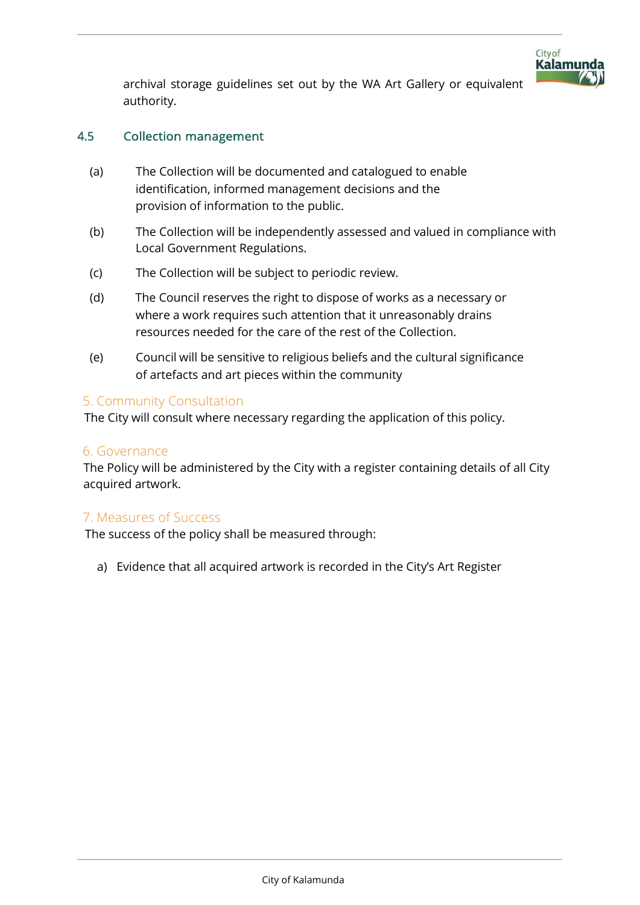archival storage guidelines set out by the WA Art Gallery or equivalent authority.

### 4.5 Collection management

(a) The Collection will be documented and catalogued to enable identification, informed management decisions and the provision of information to the public.

(b) The Collection will be independently assessed and valued in compliance with Local Government Regulations.

(c) The Collection will be subject to periodic review.

(d) The Council reserves the right to dispose of works as a necessary or where a work requires such attention that it unreasonably drains resources needed for the care of the rest of the Collection.

(e) Council will be sensitive to religious beliefs and the cultural significance of artefacts and art pieces within the community

## 5. Community Consultation

The City will consult where necessary regarding the application of this policy.

## 6. Governance

The Policy will be administered by the City with a register containing details of all City acquired artwork.

## 7. Measures of Success

The success of the policy shall be measured through:

a) Evidence that all acquired artwork is recorded in the City's Art Register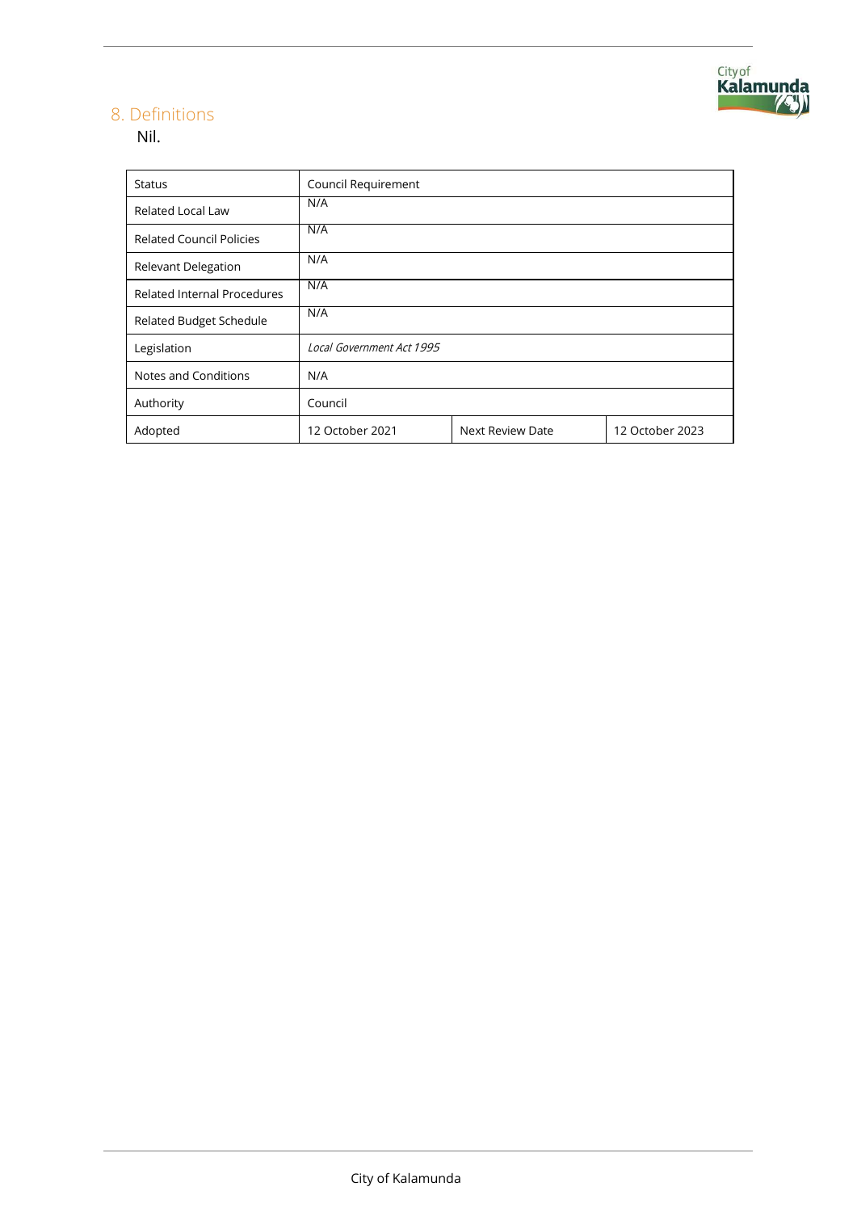## 8. Definitions

Nil.

| | | | |
|---|---|---|---|
| Status | Council Requirement | | |
| Related Local Law | N/A | | |
| Related Council Policies | N/A | | |
| Relevant Delegation | N/A | | |
| Related Internal Procedures | N/A | | |
| Related Budget Schedule | N/A | | |
| Legislation | *Local Government Act 1995* | | |
| Notes and Conditions | N/A | | |
| Authority | Council | | |
| Adopted | 12 October 2021 | Next Review Date | 12 October 2023 |